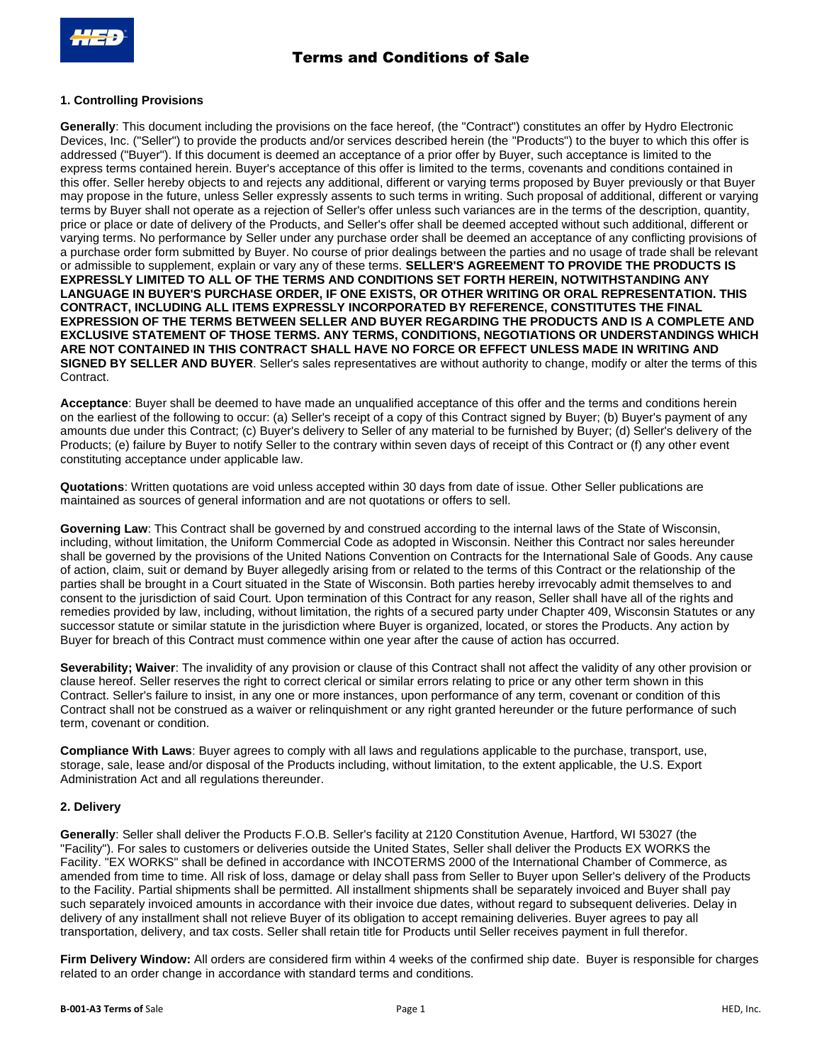# Terms and Conditions of Sale

## 1. Controlling Provisions

**Generally**: This document including the provisions on the face hereof, (the "Contract") constitutes an offer by Hydro Electronic Devices, Inc. ("Seller") to provide the products and/or services described herein (the "Products") to the buyer to which this offer is addressed ("Buyer"). If this document is deemed an acceptance of a prior offer by Buyer, such acceptance is limited to the express terms contained herein. Buyer's acceptance of this offer is limited to the terms, covenants and conditions contained in this offer. Seller hereby objects to and rejects any additional, different or varying terms proposed by Buyer previously or that Buyer may propose in the future, unless Seller expressly assents to such terms in writing. Such proposal of additional, different or varying terms by Buyer shall not operate as a rejection of Seller's offer unless such variances are in the terms of the description, quantity, price or place or date of delivery of the Products, and Seller's offer shall be deemed accepted without such additional, different or varying terms. No performance by Seller under any purchase order shall be deemed an acceptance of any conflicting provisions of a purchase order form submitted by Buyer. No course of prior dealings between the parties and no usage of trade shall be relevant or admissible to supplement, explain or vary any of these terms. **SELLER'S AGREEMENT TO PROVIDE THE PRODUCTS IS EXPRESSLY LIMITED TO ALL OF THE TERMS AND CONDITIONS SET FORTH HEREIN, NOTWITHSTANDING ANY LANGUAGE IN BUYER'S PURCHASE ORDER, IF ONE EXISTS, OR OTHER WRITING OR ORAL REPRESENTATION. THIS CONTRACT, INCLUDING ALL ITEMS EXPRESSLY INCORPORATED BY REFERENCE, CONSTITUTES THE FINAL EXPRESSION OF THE TERMS BETWEEN SELLER AND BUYER REGARDING THE PRODUCTS AND IS A COMPLETE AND EXCLUSIVE STATEMENT OF THOSE TERMS. ANY TERMS, CONDITIONS, NEGOTIATIONS OR UNDERSTANDINGS WHICH ARE NOT CONTAINED IN THIS CONTRACT SHALL HAVE NO FORCE OR EFFECT UNLESS MADE IN WRITING AND SIGNED BY SELLER AND BUYER**. Seller's sales representatives are without authority to change, modify or alter the terms of this Contract.

**Acceptance**: Buyer shall be deemed to have made an unqualified acceptance of this offer and the terms and conditions herein on the earliest of the following to occur: (a) Seller's receipt of a copy of this Contract signed by Buyer; (b) Buyer's payment of any amounts due under this Contract; (c) Buyer's delivery to Seller of any material to be furnished by Buyer; (d) Seller's delivery of the Products; (e) failure by Buyer to notify Seller to the contrary within seven days of receipt of this Contract or (f) any other event constituting acceptance under applicable law.

**Quotations**: Written quotations are void unless accepted within 30 days from date of issue. Other Seller publications are maintained as sources of general information and are not quotations or offers to sell.

**Governing Law**: This Contract shall be governed by and construed according to the internal laws of the State of Wisconsin, including, without limitation, the Uniform Commercial Code as adopted in Wisconsin. Neither this Contract nor sales hereunder shall be governed by the provisions of the United Nations Convention on Contracts for the International Sale of Goods. Any cause of action, claim, suit or demand by Buyer allegedly arising from or related to the terms of this Contract or the relationship of the parties shall be brought in a Court situated in the State of Wisconsin. Both parties hereby irrevocably admit themselves to and consent to the jurisdiction of said Court. Upon termination of this Contract for any reason, Seller shall have all of the rights and remedies provided by law, including, without limitation, the rights of a secured party under Chapter 409, Wisconsin Statutes or any successor statute or similar statute in the jurisdiction where Buyer is organized, located, or stores the Products. Any action by Buyer for breach of this Contract must commence within one year after the cause of action has occurred.

**Severability; Waiver**: The invalidity of any provision or clause of this Contract shall not affect the validity of any other provision or clause hereof. Seller reserves the right to correct clerical or similar errors relating to price or any other term shown in this Contract. Seller's failure to insist, in any one or more instances, upon performance of any term, covenant or condition of this Contract shall not be construed as a waiver or relinquishment or any right granted hereunder or the future performance of such term, covenant or condition.

**Compliance With Laws**: Buyer agrees to comply with all laws and regulations applicable to the purchase, transport, use, storage, sale, lease and/or disposal of the Products including, without limitation, to the extent applicable, the U.S. Export Administration Act and all regulations thereunder.

## 2. Delivery

**Generally**: Seller shall deliver the Products F.O.B. Seller's facility at 2120 Constitution Avenue, Hartford, WI 53027 (the "Facility"). For sales to customers or deliveries outside the United States, Seller shall deliver the Products EX WORKS the Facility. "EX WORKS" shall be defined in accordance with INCOTERMS 2000 of the International Chamber of Commerce, as amended from time to time. All risk of loss, damage or delay shall pass from Seller to Buyer upon Seller's delivery of the Products to the Facility. Partial shipments shall be permitted. All installment shipments shall be separately invoiced and Buyer shall pay such separately invoiced amounts in accordance with their invoice due dates, without regard to subsequent deliveries. Delay in delivery of any installment shall not relieve Buyer of its obligation to accept remaining deliveries. Buyer agrees to pay all transportation, delivery, and tax costs. Seller shall retain title for Products until Seller receives payment in full therefor.

**Firm Delivery Window:** All orders are considered firm within 4 weeks of the confirmed ship date. Buyer is responsible for charges related to an order change in accordance with standard terms and conditions.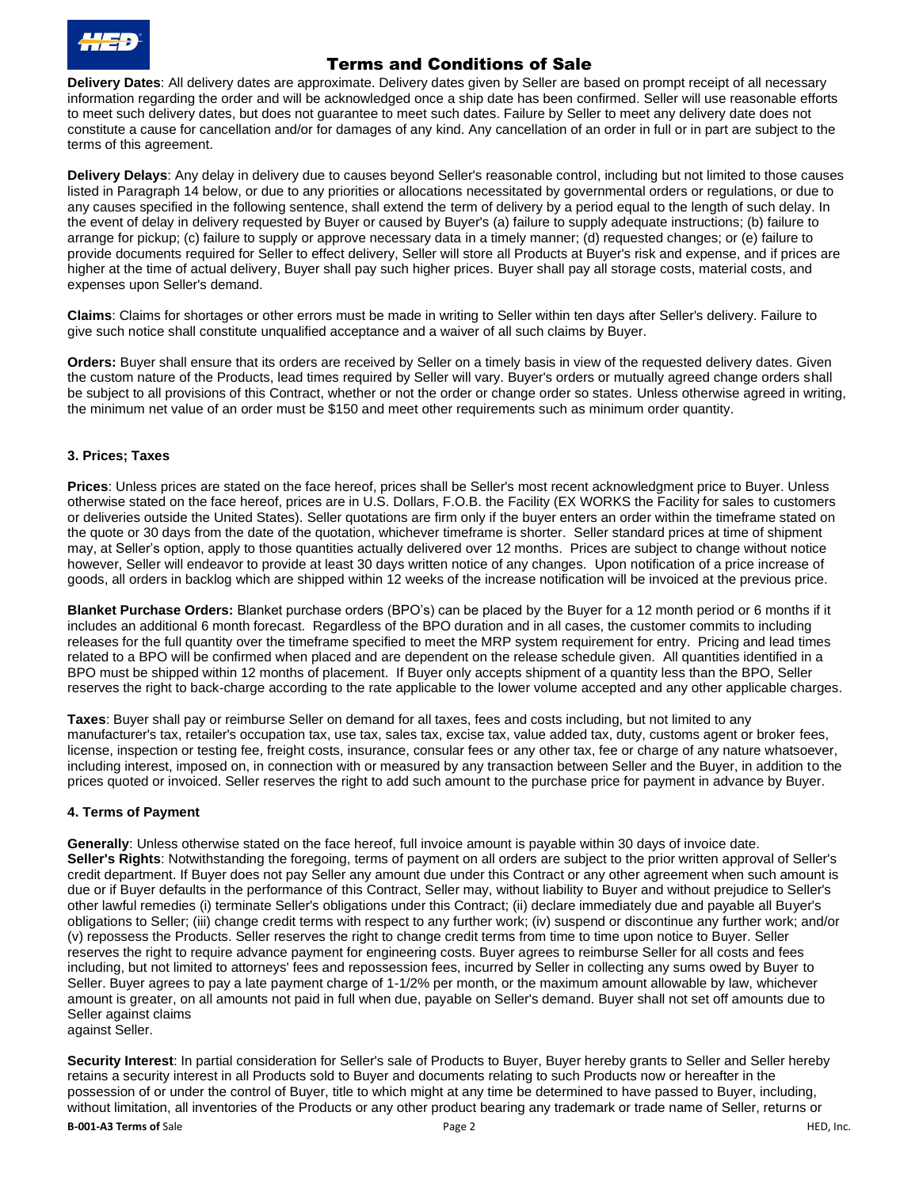# Terms and Conditions of Sale

**Delivery Dates**: All delivery dates are approximate. Delivery dates given by Seller are based on prompt receipt of all necessary information regarding the order and will be acknowledged once a ship date has been confirmed. Seller will use reasonable efforts to meet such delivery dates, but does not guarantee to meet such dates. Failure by Seller to meet any delivery date does not constitute a cause for cancellation and/or for damages of any kind. Any cancellation of an order in full or in part are subject to the terms of this agreement.

**Delivery Delays**: Any delay in delivery due to causes beyond Seller's reasonable control, including but not limited to those causes listed in Paragraph 14 below, or due to any priorities or allocations necessitated by governmental orders or regulations, or due to any causes specified in the following sentence, shall extend the term of delivery by a period equal to the length of such delay. In the event of delay in delivery requested by Buyer or caused by Buyer's (a) failure to supply adequate instructions; (b) failure to arrange for pickup; (c) failure to supply or approve necessary data in a timely manner; (d) requested changes; or (e) failure to provide documents required for Seller to effect delivery, Seller will store all Products at Buyer's risk and expense, and if prices are higher at the time of actual delivery, Buyer shall pay such higher prices. Buyer shall pay all storage costs, material costs, and expenses upon Seller's demand.

**Claims**: Claims for shortages or other errors must be made in writing to Seller within ten days after Seller's delivery. Failure to give such notice shall constitute unqualified acceptance and a waiver of all such claims by Buyer.

**Orders:** Buyer shall ensure that its orders are received by Seller on a timely basis in view of the requested delivery dates. Given the custom nature of the Products, lead times required by Seller will vary. Buyer's orders or mutually agreed change orders shall be subject to all provisions of this Contract, whether or not the order or change order so states. Unless otherwise agreed in writing, the minimum net value of an order must be $150 and meet other requirements such as minimum order quantity.

### 3. Prices; Taxes

**Prices**: Unless prices are stated on the face hereof, prices shall be Seller's most recent acknowledgment price to Buyer. Unless otherwise stated on the face hereof, prices are in U.S. Dollars, F.O.B. the Facility (EX WORKS the Facility for sales to customers or deliveries outside the United States). Seller quotations are firm only if the buyer enters an order within the timeframe stated on the quote or 30 days from the date of the quotation, whichever timeframe is shorter. Seller standard prices at time of shipment may, at Seller's option, apply to those quantities actually delivered over 12 months. Prices are subject to change without notice however, Seller will endeavor to provide at least 30 days written notice of any changes. Upon notification of a price increase of goods, all orders in backlog which are shipped within 12 weeks of the increase notification will be invoiced at the previous price.

**Blanket Purchase Orders:** Blanket purchase orders (BPO's) can be placed by the Buyer for a 12 month period or 6 months if it includes an additional 6 month forecast. Regardless of the BPO duration and in all cases, the customer commits to including releases for the full quantity over the timeframe specified to meet the MRP system requirement for entry. Pricing and lead times related to a BPO will be confirmed when placed and are dependent on the release schedule given. All quantities identified in a BPO must be shipped within 12 months of placement. If Buyer only accepts shipment of a quantity less than the BPO, Seller reserves the right to back-charge according to the rate applicable to the lower volume accepted and any other applicable charges.

**Taxes**: Buyer shall pay or reimburse Seller on demand for all taxes, fees and costs including, but not limited to any manufacturer's tax, retailer's occupation tax, use tax, sales tax, excise tax, value added tax, duty, customs agent or broker fees, license, inspection or testing fee, freight costs, insurance, consular fees or any other tax, fee or charge of any nature whatsoever, including interest, imposed on, in connection with or measured by any transaction between Seller and the Buyer, in addition to the prices quoted or invoiced. Seller reserves the right to add such amount to the purchase price for payment in advance by Buyer.

### 4. Terms of Payment

**Generally**: Unless otherwise stated on the face hereof, full invoice amount is payable within 30 days of invoice date.
**Seller's Rights**: Notwithstanding the foregoing, terms of payment on all orders are subject to the prior written approval of Seller's credit department. If Buyer does not pay Seller any amount due under this Contract or any other agreement when such amount is due or if Buyer defaults in the performance of this Contract, Seller may, without liability to Buyer and without prejudice to Seller's other lawful remedies (i) terminate Seller's obligations under this Contract; (ii) declare immediately due and payable all Buyer's obligations to Seller; (iii) change credit terms with respect to any further work; (iv) suspend or discontinue any further work; and/or (v) repossess the Products. Seller reserves the right to change credit terms from time to time upon notice to Buyer. Seller reserves the right to require advance payment for engineering costs. Buyer agrees to reimburse Seller for all costs and fees including, but not limited to attorneys' fees and repossession fees, incurred by Seller in collecting any sums owed by Buyer to Seller. Buyer agrees to pay a late payment charge of 1-1/2% per month, or the maximum amount allowable by law, whichever amount is greater, on all amounts not paid in full when due, payable on Seller's demand. Buyer shall not set off amounts due to Seller against claims against Seller.

**Security Interest**: In partial consideration for Seller's sale of Products to Buyer, Buyer hereby grants to Seller and Seller hereby retains a security interest in all Products sold to Buyer and documents relating to such Products now or hereafter in the possession of or under the control of Buyer, title to which might at any time be determined to have passed to Buyer, including, without limitation, all inventories of the Products or any other product bearing any trademark or trade name of Seller, returns or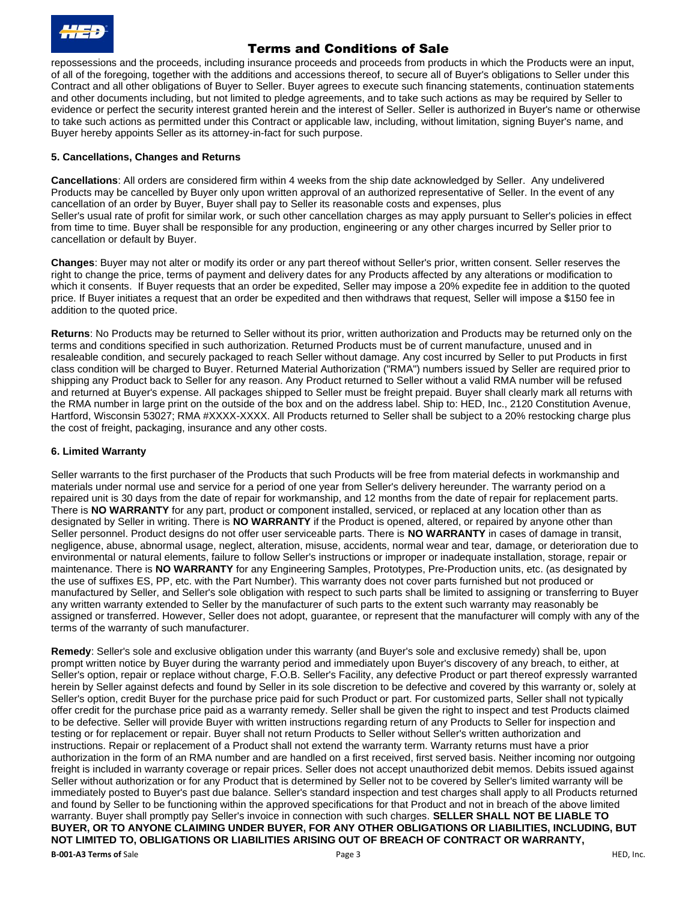repossessions and the proceeds, including insurance proceeds and proceeds from products in which the Products were an input, of all of the foregoing, together with the additions and accessions thereof, to secure all of Buyer's obligations to Seller under this Contract and all other obligations of Buyer to Seller. Buyer agrees to execute such financing statements, continuation statements and other documents including, but not limited to pledge agreements, and to take such actions as may be required by Seller to evidence or perfect the security interest granted herein and the interest of Seller. Seller is authorized in Buyer's name or otherwise to take such actions as permitted under this Contract or applicable law, including, without limitation, signing Buyer's name, and Buyer hereby appoints Seller as its attorney-in-fact for such purpose.

### 5. Cancellations, Changes and Returns

**Cancellations**: All orders are considered firm within 4 weeks from the ship date acknowledged by Seller. Any undelivered Products may be cancelled by Buyer only upon written approval of an authorized representative of Seller. In the event of any cancellation of an order by Buyer, Buyer shall pay to Seller its reasonable costs and expenses, plus Seller's usual rate of profit for similar work, or such other cancellation charges as may apply pursuant to Seller's policies in effect from time to time. Buyer shall be responsible for any production, engineering or any other charges incurred by Seller prior to cancellation or default by Buyer.

**Changes**: Buyer may not alter or modify its order or any part thereof without Seller's prior, written consent. Seller reserves the right to change the price, terms of payment and delivery dates for any Products affected by any alterations or modification to which it consents. If Buyer requests that an order be expedited, Seller may impose a 20% expedite fee in addition to the quoted price. If Buyer initiates a request that an order be expedited and then withdraws that request, Seller will impose a $150 fee in addition to the quoted price.

**Returns**: No Products may be returned to Seller without its prior, written authorization and Products may be returned only on the terms and conditions specified in such authorization. Returned Products must be of current manufacture, unused and in resaleable condition, and securely packaged to reach Seller without damage. Any cost incurred by Seller to put Products in first class condition will be charged to Buyer. Returned Material Authorization ("RMA") numbers issued by Seller are required prior to shipping any Product back to Seller for any reason. Any Product returned to Seller without a valid RMA number will be refused and returned at Buyer's expense. All packages shipped to Seller must be freight prepaid. Buyer shall clearly mark all returns with the RMA number in large print on the outside of the box and on the address label. Ship to: HED, Inc., 2120 Constitution Avenue, Hartford, Wisconsin 53027; RMA #XXXX-XXXX. All Products returned to Seller shall be subject to a 20% restocking charge plus the cost of freight, packaging, insurance and any other costs.

### 6. Limited Warranty

Seller warrants to the first purchaser of the Products that such Products will be free from material defects in workmanship and materials under normal use and service for a period of one year from Seller's delivery hereunder. The warranty period on a repaired unit is 30 days from the date of repair for workmanship, and 12 months from the date of repair for replacement parts. There is **NO WARRANTY** for any part, product or component installed, serviced, or replaced at any location other than as designated by Seller in writing. There is **NO WARRANTY** if the Product is opened, altered, or repaired by anyone other than Seller personnel. Product designs do not offer user serviceable parts. There is **NO WARRANTY** in cases of damage in transit, negligence, abuse, abnormal usage, neglect, alteration, misuse, accidents, normal wear and tear, damage, or deterioration due to environmental or natural elements, failure to follow Seller's instructions or improper or inadequate installation, storage, repair or maintenance. There is **NO WARRANTY** for any Engineering Samples, Prototypes, Pre-Production units, etc. (as designated by the use of suffixes ES, PP, etc. with the Part Number). This warranty does not cover parts furnished but not produced or manufactured by Seller, and Seller's sole obligation with respect to such parts shall be limited to assigning or transferring to Buyer any written warranty extended to Seller by the manufacturer of such parts to the extent such warranty may reasonably be assigned or transferred. However, Seller does not adopt, guarantee, or represent that the manufacturer will comply with any of the terms of the warranty of such manufacturer.

**Remedy**: Seller's sole and exclusive obligation under this warranty (and Buyer's sole and exclusive remedy) shall be, upon prompt written notice by Buyer during the warranty period and immediately upon Buyer's discovery of any breach, to either, at Seller's option, repair or replace without charge, F.O.B. Seller's Facility, any defective Product or part thereof expressly warranted herein by Seller against defects and found by Seller in its sole discretion to be defective and covered by this warranty or, solely at Seller's option, credit Buyer for the purchase price paid for such Product or part. For customized parts, Seller shall not typically offer credit for the purchase price paid as a warranty remedy. Seller shall be given the right to inspect and test Products claimed to be defective. Seller will provide Buyer with written instructions regarding return of any Products to Seller for inspection and testing or for replacement or repair. Buyer shall not return Products to Seller without Seller's written authorization and instructions. Repair or replacement of a Product shall not extend the warranty term. Warranty returns must have a prior authorization in the form of an RMA number and are handled on a first received, first served basis. Neither incoming nor outgoing freight is included in warranty coverage or repair prices. Seller does not accept unauthorized debit memos. Debits issued against Seller without authorization or for any Product that is determined by Seller not to be covered by Seller's limited warranty will be immediately posted to Buyer's past due balance. Seller's standard inspection and test charges shall apply to all Products returned and found by Seller to be functioning within the approved specifications for that Product and not in breach of the above limited warranty. Buyer shall promptly pay Seller's invoice in connection with such charges. **SELLER SHALL NOT BE LIABLE TO BUYER, OR TO ANYONE CLAIMING UNDER BUYER, FOR ANY OTHER OBLIGATIONS OR LIABILITIES, INCLUDING, BUT NOT LIMITED TO, OBLIGATIONS OR LIABILITIES ARISING OUT OF BREACH OF CONTRACT OR WARRANTY,**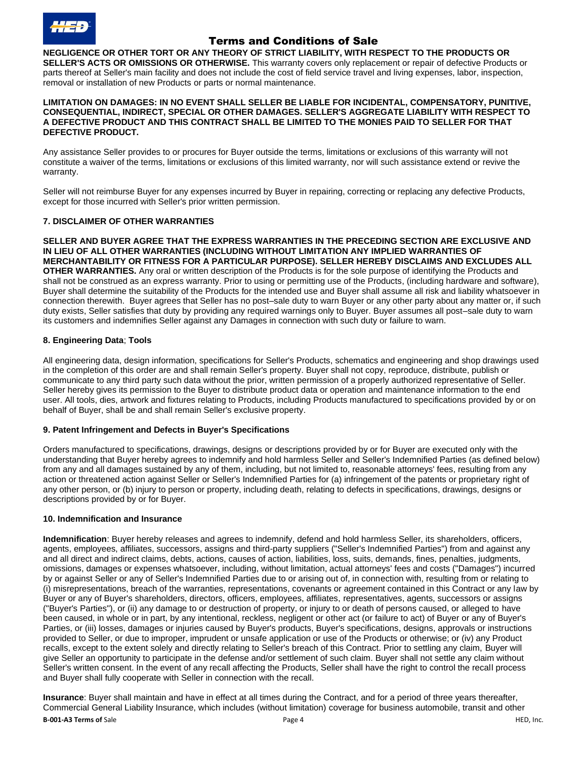**NEGLIGENCE OR OTHER TORT OR ANY THEORY OF STRICT LIABILITY, WITH RESPECT TO THE PRODUCTS OR SELLER'S ACTS OR OMISSIONS OR OTHERWISE.** This warranty covers only replacement or repair of defective Products or parts thereof at Seller's main facility and does not include the cost of field service travel and living expenses, labor, inspection, removal or installation of new Products or parts or normal maintenance.

**LIMITATION ON DAMAGES: IN NO EVENT SHALL SELLER BE LIABLE FOR INCIDENTAL, COMPENSATORY, PUNITIVE, CONSEQUENTIAL, INDIRECT, SPECIAL OR OTHER DAMAGES. SELLER'S AGGREGATE LIABILITY WITH RESPECT TO A DEFECTIVE PRODUCT AND THIS CONTRACT SHALL BE LIMITED TO THE MONIES PAID TO SELLER FOR THAT DEFECTIVE PRODUCT.**

Any assistance Seller provides to or procures for Buyer outside the terms, limitations or exclusions of this warranty will not constitute a waiver of the terms, limitations or exclusions of this limited warranty, nor will such assistance extend or revive the warranty.

Seller will not reimburse Buyer for any expenses incurred by Buyer in repairing, correcting or replacing any defective Products, except for those incurred with Seller's prior written permission.

### 7. DISCLAIMER OF OTHER WARRANTIES

**SELLER AND BUYER AGREE THAT THE EXPRESS WARRANTIES IN THE PRECEDING SECTION ARE EXCLUSIVE AND IN LIEU OF ALL OTHER WARRANTIES (INCLUDING WITHOUT LIMITATION ANY IMPLIED WARRANTIES OF MERCHANTABILITY OR FITNESS FOR A PARTICULAR PURPOSE). SELLER HEREBY DISCLAIMS AND EXCLUDES ALL OTHER WARRANTIES.** Any oral or written description of the Products is for the sole purpose of identifying the Products and shall not be construed as an express warranty. Prior to using or permitting use of the Products, (including hardware and software), Buyer shall determine the suitability of the Products for the intended use and Buyer shall assume all risk and liability whatsoever in connection therewith. Buyer agrees that Seller has no post–sale duty to warn Buyer or any other party about any matter or, if such duty exists, Seller satisfies that duty by providing any required warnings only to Buyer. Buyer assumes all post–sale duty to warn its customers and indemnifies Seller against any Damages in connection with such duty or failure to warn.

### 8. Engineering Data; Tools

All engineering data, design information, specifications for Seller's Products, schematics and engineering and shop drawings used in the completion of this order are and shall remain Seller's property. Buyer shall not copy, reproduce, distribute, publish or communicate to any third party such data without the prior, written permission of a properly authorized representative of Seller. Seller hereby gives its permission to the Buyer to distribute product data or operation and maintenance information to the end user. All tools, dies, artwork and fixtures relating to Products, including Products manufactured to specifications provided by or on behalf of Buyer, shall be and shall remain Seller's exclusive property.

### 9. Patent Infringement and Defects in Buyer's Specifications

Orders manufactured to specifications, drawings, designs or descriptions provided by or for Buyer are executed only with the understanding that Buyer hereby agrees to indemnify and hold harmless Seller and Seller's Indemnified Parties (as defined below) from any and all damages sustained by any of them, including, but not limited to, reasonable attorneys' fees, resulting from any action or threatened action against Seller or Seller's Indemnified Parties for (a) infringement of the patents or proprietary right of any other person, or (b) injury to person or property, including death, relating to defects in specifications, drawings, designs or descriptions provided by or for Buyer.

### 10. Indemnification and Insurance

**Indemnification**: Buyer hereby releases and agrees to indemnify, defend and hold harmless Seller, its shareholders, officers, agents, employees, affiliates, successors, assigns and third-party suppliers ("Seller's Indemnified Parties") from and against any and all direct and indirect claims, debts, actions, causes of action, liabilities, loss, suits, demands, fines, penalties, judgments, omissions, damages or expenses whatsoever, including, without limitation, actual attorneys' fees and costs ("Damages") incurred by or against Seller or any of Seller's Indemnified Parties due to or arising out of, in connection with, resulting from or relating to (i) misrepresentations, breach of the warranties, representations, covenants or agreement contained in this Contract or any law by Buyer or any of Buyer's shareholders, directors, officers, employees, affiliates, representatives, agents, successors or assigns ("Buyer's Parties"), or (ii) any damage to or destruction of property, or injury to or death of persons caused, or alleged to have been caused, in whole or in part, by any intentional, reckless, negligent or other act (or failure to act) of Buyer or any of Buyer's Parties, or (iii) losses, damages or injuries caused by Buyer's products, Buyer's specifications, designs, approvals or instructions provided to Seller, or due to improper, imprudent or unsafe application or use of the Products or otherwise; or (iv) any Product recalls, except to the extent solely and directly relating to Seller's breach of this Contract. Prior to settling any claim, Buyer will give Seller an opportunity to participate in the defense and/or settlement of such claim. Buyer shall not settle any claim without Seller's written consent. In the event of any recall affecting the Products, Seller shall have the right to control the recall process and Buyer shall fully cooperate with Seller in connection with the recall.

**Insurance**: Buyer shall maintain and have in effect at all times during the Contract, and for a period of three years thereafter, Commercial General Liability Insurance, which includes (without limitation) coverage for business automobile, transit and other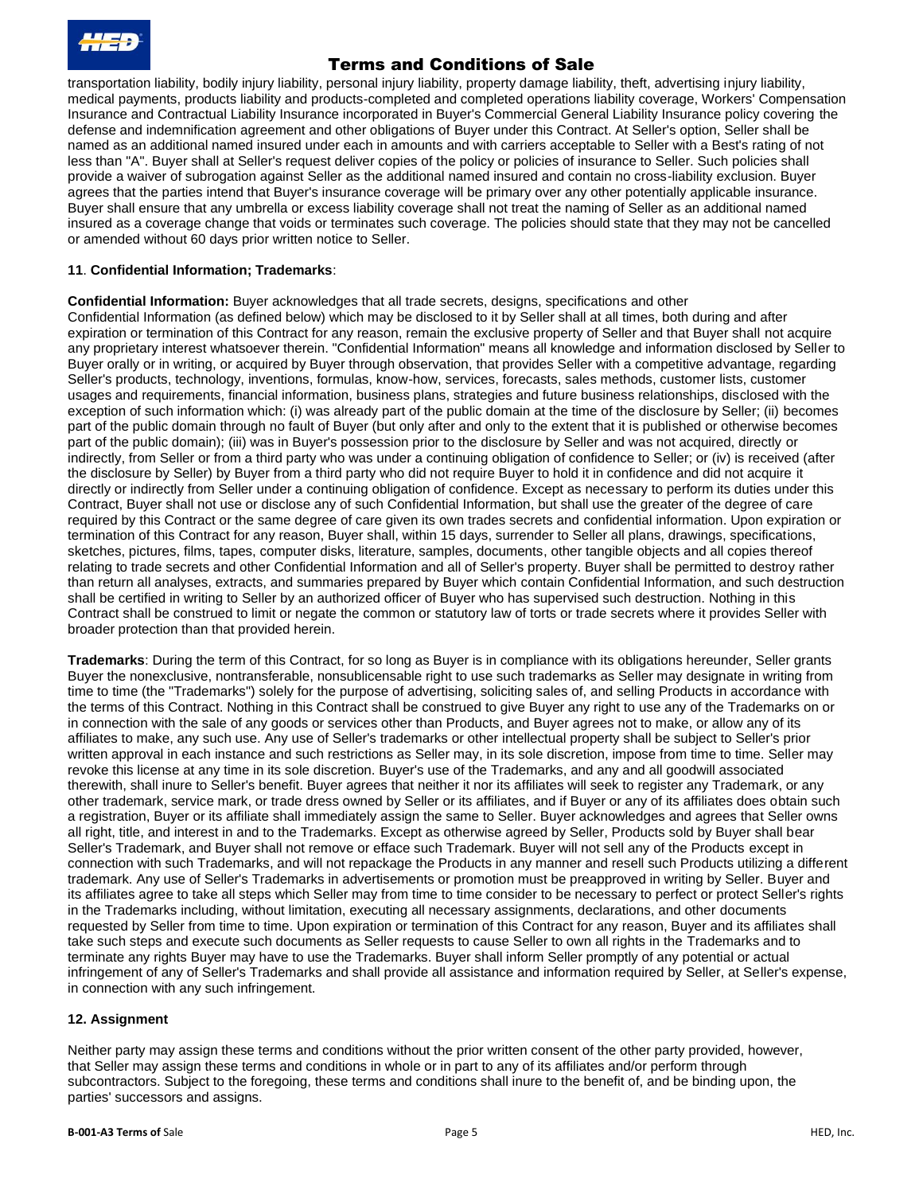transportation liability, bodily injury liability, personal injury liability, property damage liability, theft, advertising injury liability, medical payments, products liability and products-completed and completed operations liability coverage, Workers' Compensation Insurance and Contractual Liability Insurance incorporated in Buyer's Commercial General Liability Insurance policy covering the defense and indemnification agreement and other obligations of Buyer under this Contract. At Seller's option, Seller shall be named as an additional named insured under each in amounts and with carriers acceptable to Seller with a Best's rating of not less than "A". Buyer shall at Seller's request deliver copies of the policy or policies of insurance to Seller. Such policies shall provide a waiver of subrogation against Seller as the additional named insured and contain no cross-liability exclusion. Buyer agrees that the parties intend that Buyer's insurance coverage will be primary over any other potentially applicable insurance. Buyer shall ensure that any umbrella or excess liability coverage shall not treat the naming of Seller as an additional named insured as a coverage change that voids or terminates such coverage. The policies should state that they may not be cancelled or amended without 60 days prior written notice to Seller.

**11**. **Confidential Information; Trademarks**:

**Confidential Information:** Buyer acknowledges that all trade secrets, designs, specifications and other Confidential Information (as defined below) which may be disclosed to it by Seller shall at all times, both during and after expiration or termination of this Contract for any reason, remain the exclusive property of Seller and that Buyer shall not acquire any proprietary interest whatsoever therein. "Confidential Information" means all knowledge and information disclosed by Seller to Buyer orally or in writing, or acquired by Buyer through observation, that provides Seller with a competitive advantage, regarding Seller's products, technology, inventions, formulas, know-how, services, forecasts, sales methods, customer lists, customer usages and requirements, financial information, business plans, strategies and future business relationships, disclosed with the exception of such information which: (i) was already part of the public domain at the time of the disclosure by Seller; (ii) becomes part of the public domain through no fault of Buyer (but only after and only to the extent that it is published or otherwise becomes part of the public domain); (iii) was in Buyer's possession prior to the disclosure by Seller and was not acquired, directly or indirectly, from Seller or from a third party who was under a continuing obligation of confidence to Seller; or (iv) is received (after the disclosure by Seller) by Buyer from a third party who did not require Buyer to hold it in confidence and did not acquire it directly or indirectly from Seller under a continuing obligation of confidence. Except as necessary to perform its duties under this Contract, Buyer shall not use or disclose any of such Confidential Information, but shall use the greater of the degree of care required by this Contract or the same degree of care given its own trades secrets and confidential information. Upon expiration or termination of this Contract for any reason, Buyer shall, within 15 days, surrender to Seller all plans, drawings, specifications, sketches, pictures, films, tapes, computer disks, literature, samples, documents, other tangible objects and all copies thereof relating to trade secrets and other Confidential Information and all of Seller's property. Buyer shall be permitted to destroy rather than return all analyses, extracts, and summaries prepared by Buyer which contain Confidential Information, and such destruction shall be certified in writing to Seller by an authorized officer of Buyer who has supervised such destruction. Nothing in this Contract shall be construed to limit or negate the common or statutory law of torts or trade secrets where it provides Seller with broader protection than that provided herein.

**Trademarks**: During the term of this Contract, for so long as Buyer is in compliance with its obligations hereunder, Seller grants Buyer the nonexclusive, nontransferable, nonsublicensable right to use such trademarks as Seller may designate in writing from time to time (the "Trademarks") solely for the purpose of advertising, soliciting sales of, and selling Products in accordance with the terms of this Contract. Nothing in this Contract shall be construed to give Buyer any right to use any of the Trademarks on or in connection with the sale of any goods or services other than Products, and Buyer agrees not to make, or allow any of its affiliates to make, any such use. Any use of Seller's trademarks or other intellectual property shall be subject to Seller's prior written approval in each instance and such restrictions as Seller may, in its sole discretion, impose from time to time. Seller may revoke this license at any time in its sole discretion. Buyer's use of the Trademarks, and any and all goodwill associated therewith, shall inure to Seller's benefit. Buyer agrees that neither it nor its affiliates will seek to register any Trademark, or any other trademark, service mark, or trade dress owned by Seller or its affiliates, and if Buyer or any of its affiliates does obtain such a registration, Buyer or its affiliate shall immediately assign the same to Seller. Buyer acknowledges and agrees that Seller owns all right, title, and interest in and to the Trademarks. Except as otherwise agreed by Seller, Products sold by Buyer shall bear Seller's Trademark, and Buyer shall not remove or efface such Trademark. Buyer will not sell any of the Products except in connection with such Trademarks, and will not repackage the Products in any manner and resell such Products utilizing a different trademark. Any use of Seller's Trademarks in advertisements or promotion must be preapproved in writing by Seller. Buyer and its affiliates agree to take all steps which Seller may from time to time consider to be necessary to perfect or protect Seller's rights in the Trademarks including, without limitation, executing all necessary assignments, declarations, and other documents requested by Seller from time to time. Upon expiration or termination of this Contract for any reason, Buyer and its affiliates shall take such steps and execute such documents as Seller requests to cause Seller to own all rights in the Trademarks and to terminate any rights Buyer may have to use the Trademarks. Buyer shall inform Seller promptly of any potential or actual infringement of any of Seller's Trademarks and shall provide all assistance and information required by Seller, at Seller's expense, in connection with any such infringement.

**12. Assignment**

Neither party may assign these terms and conditions without the prior written consent of the other party provided, however, that Seller may assign these terms and conditions in whole or in part to any of its affiliates and/or perform through subcontractors. Subject to the foregoing, these terms and conditions shall inure to the benefit of, and be binding upon, the parties' successors and assigns.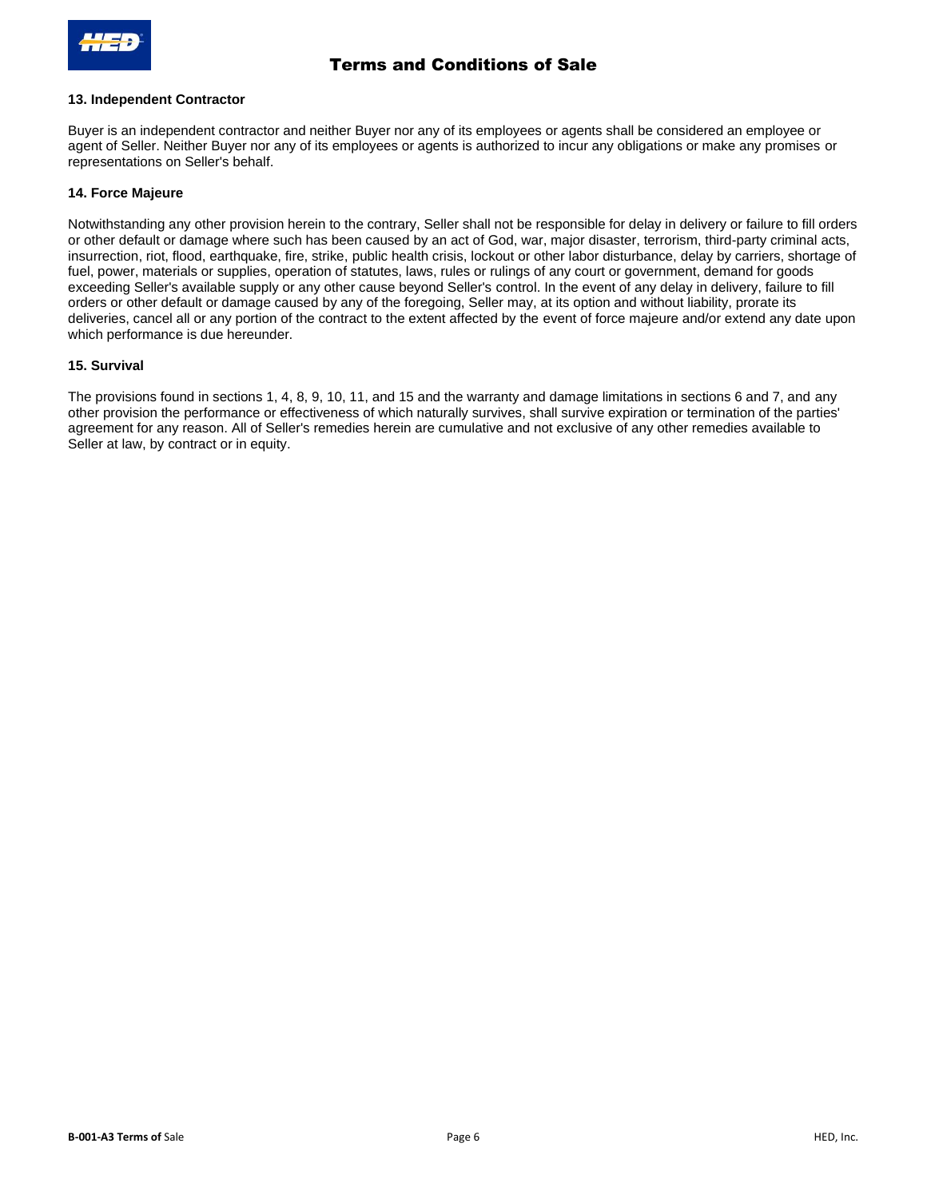### 13. Independent Contractor

Buyer is an independent contractor and neither Buyer nor any of its employees or agents shall be considered an employee or agent of Seller. Neither Buyer nor any of its employees or agents is authorized to incur any obligations or make any promises or representations on Seller's behalf.

### 14. Force Majeure

Notwithstanding any other provision herein to the contrary, Seller shall not be responsible for delay in delivery or failure to fill orders or other default or damage where such has been caused by an act of God, war, major disaster, terrorism, third-party criminal acts, insurrection, riot, flood, earthquake, fire, strike, public health crisis, lockout or other labor disturbance, delay by carriers, shortage of fuel, power, materials or supplies, operation of statutes, laws, rules or rulings of any court or government, demand for goods exceeding Seller's available supply or any other cause beyond Seller's control. In the event of any delay in delivery, failure to fill orders or other default or damage caused by any of the foregoing, Seller may, at its option and without liability, prorate its deliveries, cancel all or any portion of the contract to the extent affected by the event of force majeure and/or extend any date upon which performance is due hereunder.

### 15. Survival

The provisions found in sections 1, 4, 8, 9, 10, 11, and 15 and the warranty and damage limitations in sections 6 and 7, and any other provision the performance or effectiveness of which naturally survives, shall survive expiration or termination of the parties' agreement for any reason. All of Seller's remedies herein are cumulative and not exclusive of any other remedies available to Seller at law, by contract or in equity.